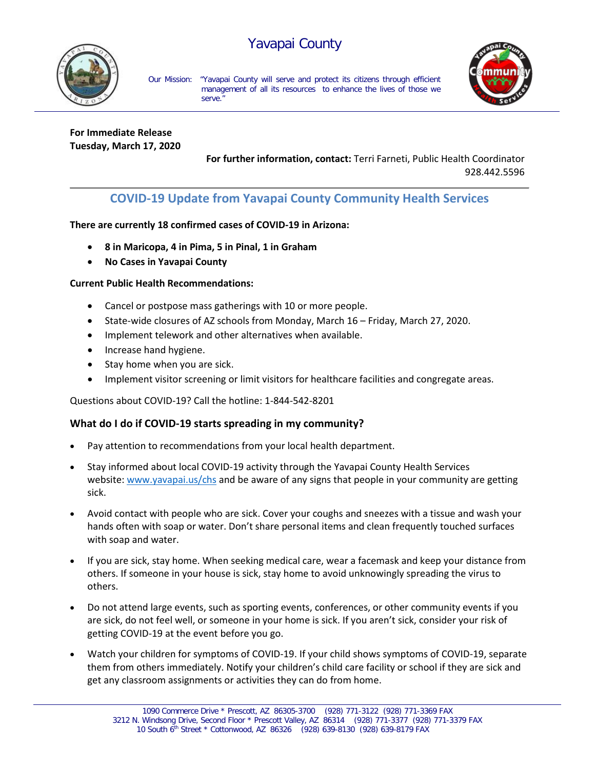# Yavapai County

Our Mission: "Yavapai County will serve and protect its citizens through efficient management of all its resources to enhance the lives of those we serve."

**For Immediate Release**
**Tuesday, March 17, 2020**

**For further information, contact:** Terri Farneti, Public Health Coordinator
928.442.5596

## COVID-19 Update from Yavapai County Community Health Services

**There are currently 18 confirmed cases of COVID-19 in Arizona:**

- **8 in Maricopa, 4 in Pima, 5 in Pinal, 1 in Graham**
- **No Cases in Yavapai County**

**Current Public Health Recommendations:**

- Cancel or postpose mass gatherings with 10 or more people.
- State-wide closures of AZ schools from Monday, March 16 – Friday, March 27, 2020.
- Implement telework and other alternatives when available.
- Increase hand hygiene.
- Stay home when you are sick.
- Implement visitor screening or limit visitors for healthcare facilities and congregate areas.

Questions about COVID-19? Call the hotline: 1-844-542-8201

### What do I do if COVID-19 starts spreading in my community?

- Pay attention to recommendations from your local health department.
- Stay informed about local COVID-19 activity through the Yavapai County Health Services website: www.yavapai.us/chs and be aware of any signs that people in your community are getting sick.
- Avoid contact with people who are sick. Cover your coughs and sneezes with a tissue and wash your hands often with soap or water. Don't share personal items and clean frequently touched surfaces with soap and water.
- If you are sick, stay home. When seeking medical care, wear a facemask and keep your distance from others. If someone in your house is sick, stay home to avoid unknowingly spreading the virus to others.
- Do not attend large events, such as sporting events, conferences, or other community events if you are sick, do not feel well, or someone in your home is sick. If you aren't sick, consider your risk of getting COVID-19 at the event before you go.
- Watch your children for symptoms of COVID-19. If your child shows symptoms of COVID-19, separate them from others immediately. Notify your children's child care facility or school if they are sick and get any classroom assignments or activities they can do from home.

1090 Commerce Drive * Prescott, AZ 86305-3700 (928) 771-3122 (928) 771-3369 FAX
3212 N. Windsong Drive, Second Floor * Prescott Valley, AZ 86314 (928) 771-3377 (928) 771-3379 FAX
10 South 6th Street * Cottonwood, AZ 86326 (928) 639-8130 (928) 639-8179 FAX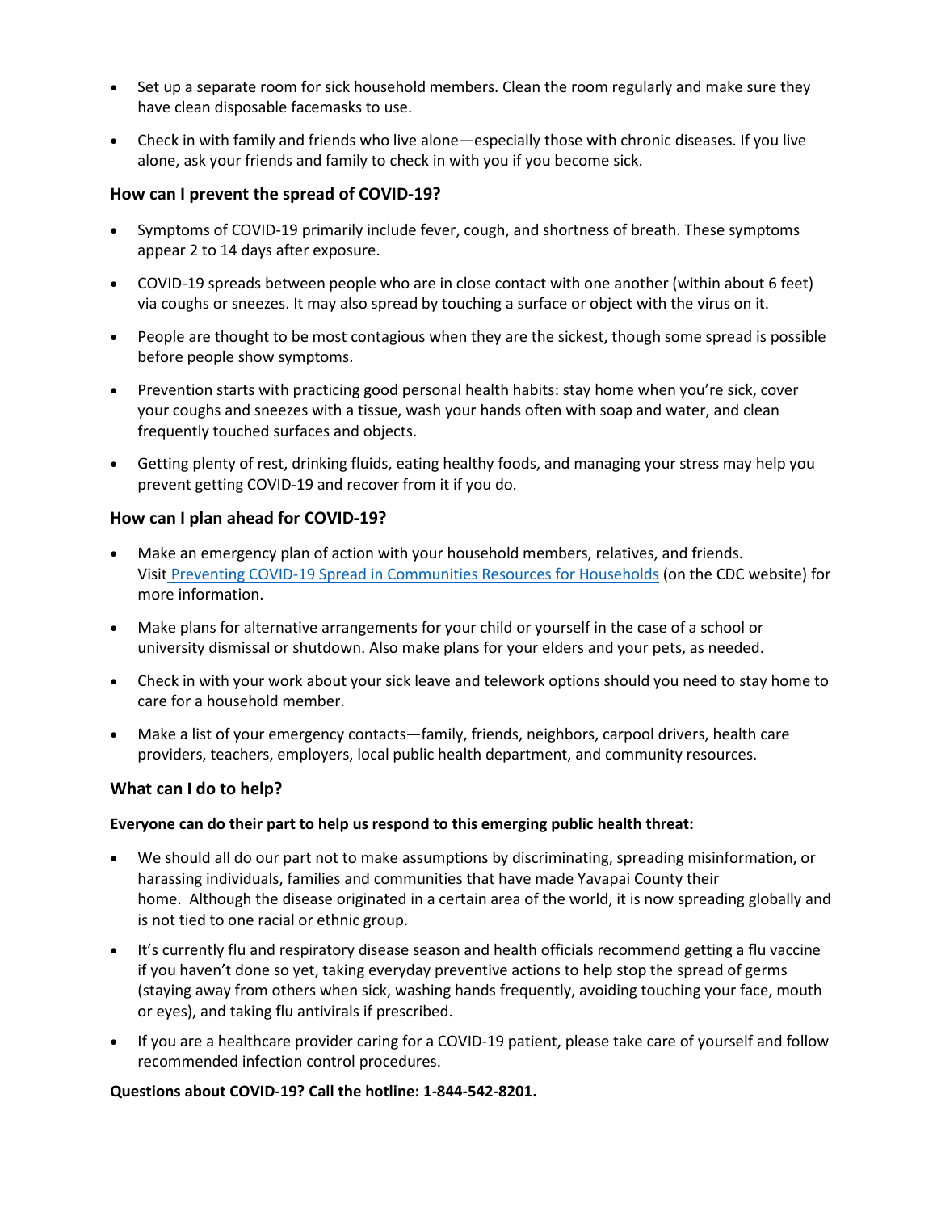- Set up a separate room for sick household members. Clean the room regularly and make sure they have clean disposable facemasks to use.
- Check in with family and friends who live alone—especially those with chronic diseases. If you live alone, ask your friends and family to check in with you if you become sick.

### How can I prevent the spread of COVID-19?

- Symptoms of COVID-19 primarily include fever, cough, and shortness of breath. These symptoms appear 2 to 14 days after exposure.
- COVID-19 spreads between people who are in close contact with one another (within about 6 feet) via coughs or sneezes. It may also spread by touching a surface or object with the virus on it.
- People are thought to be most contagious when they are the sickest, though some spread is possible before people show symptoms.
- Prevention starts with practicing good personal health habits: stay home when you're sick, cover your coughs and sneezes with a tissue, wash your hands often with soap and water, and clean frequently touched surfaces and objects.
- Getting plenty of rest, drinking fluids, eating healthy foods, and managing your stress may help you prevent getting COVID-19 and recover from it if you do.

### How can I plan ahead for COVID-19?

- Make an emergency plan of action with your household members, relatives, and friends. Visit [Preventing COVID-19 Spread in Communities Resources for Households] (on the CDC website) for more information.
- Make plans for alternative arrangements for your child or yourself in the case of a school or university dismissal or shutdown. Also make plans for your elders and your pets, as needed.
- Check in with your work about your sick leave and telework options should you need to stay home to care for a household member.
- Make a list of your emergency contacts—family, friends, neighbors, carpool drivers, health care providers, teachers, employers, local public health department, and community resources.

### What can I do to help?

**Everyone can do their part to help us respond to this emerging public health threat:**

- We should all do our part not to make assumptions by discriminating, spreading misinformation, or harassing individuals, families and communities that have made Yavapai County their home. Although the disease originated in a certain area of the world, it is now spreading globally and is not tied to one racial or ethnic group.
- It's currently flu and respiratory disease season and health officials recommend getting a flu vaccine if you haven't done so yet, taking everyday preventive actions to help stop the spread of germs (staying away from others when sick, washing hands frequently, avoiding touching your face, mouth or eyes), and taking flu antivirals if prescribed.
- If you are a healthcare provider caring for a COVID-19 patient, please take care of yourself and follow recommended infection control procedures.

**Questions about COVID-19? Call the hotline: 1-844-542-8201.**